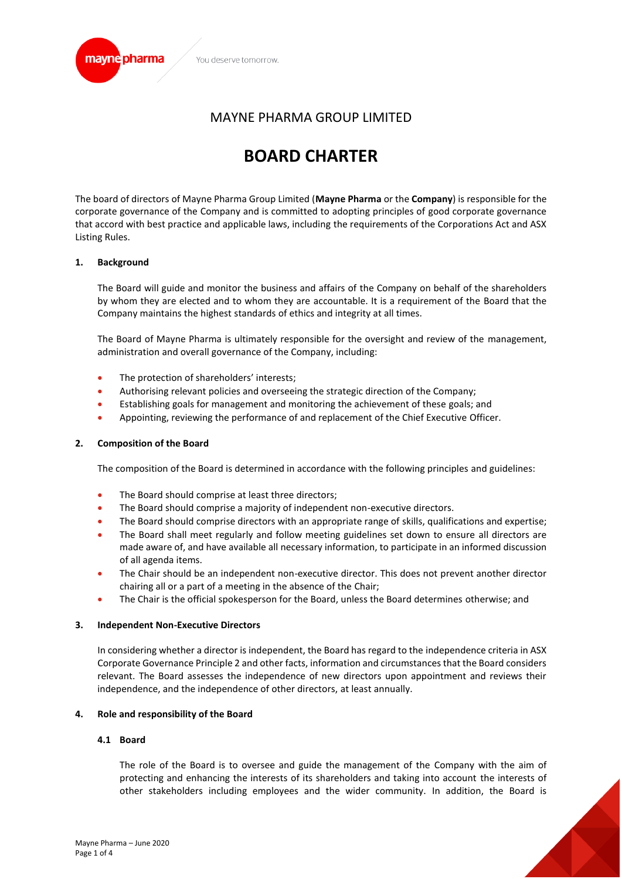# MAYNE PHARMA GROUP LIMITED

# BOARD CHARTER

The board of directors of Mayne Pharma Group Limited (**Mayne Pharma** or the **Company**) is responsible for the corporate governance of the Company and is committed to adopting principles of good corporate governance that accord with best practice and applicable laws, including the requirements of the Corporations Act and ASX Listing Rules.

## 1. Background

The Board will guide and monitor the business and affairs of the Company on behalf of the shareholders by whom they are elected and to whom they are accountable. It is a requirement of the Board that the Company maintains the highest standards of ethics and integrity at all times.

The Board of Mayne Pharma is ultimately responsible for the oversight and review of the management, administration and overall governance of the Company, including:

- The protection of shareholders' interests;
- Authorising relevant policies and overseeing the strategic direction of the Company;
- Establishing goals for management and monitoring the achievement of these goals; and
- Appointing, reviewing the performance of and replacement of the Chief Executive Officer.

## 2. Composition of the Board

The composition of the Board is determined in accordance with the following principles and guidelines:

- The Board should comprise at least three directors;
- The Board should comprise a majority of independent non-executive directors.
- The Board should comprise directors with an appropriate range of skills, qualifications and expertise;
- The Board shall meet regularly and follow meeting guidelines set down to ensure all directors are made aware of, and have available all necessary information, to participate in an informed discussion of all agenda items.
- The Chair should be an independent non-executive director. This does not prevent another director chairing all or a part of a meeting in the absence of the Chair;
- The Chair is the official spokesperson for the Board, unless the Board determines otherwise; and

## 3. Independent Non-Executive Directors

In considering whether a director is independent, the Board has regard to the independence criteria in ASX Corporate Governance Principle 2 and other facts, information and circumstances that the Board considers relevant. The Board assesses the independence of new directors upon appointment and reviews their independence, and the independence of other directors, at least annually.

## 4. Role and responsibility of the Board

### 4.1 Board

The role of the Board is to oversee and guide the management of the Company with the aim of protecting and enhancing the interests of its shareholders and taking into account the interests of other stakeholders including employees and the wider community. In addition, the Board is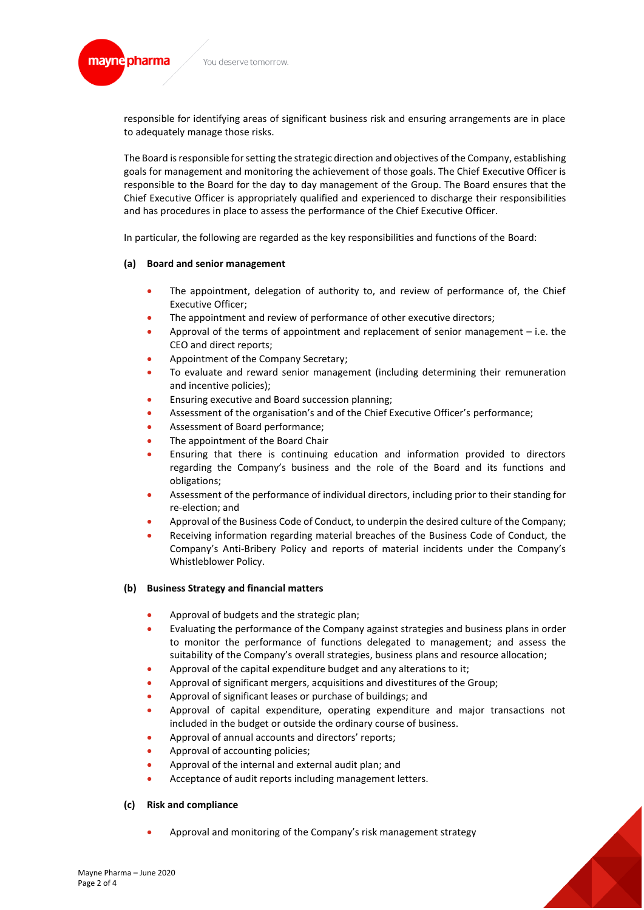responsible for identifying areas of significant business risk and ensuring arrangements are in place to adequately manage those risks.

The Board is responsible for setting the strategic direction and objectives of the Company, establishing goals for management and monitoring the achievement of those goals. The Chief Executive Officer is responsible to the Board for the day to day management of the Group. The Board ensures that the Chief Executive Officer is appropriately qualified and experienced to discharge their responsibilities and has procedures in place to assess the performance of the Chief Executive Officer.

In particular, the following are regarded as the key responsibilities and functions of the Board:

**(a) Board and senior management**

- The appointment, delegation of authority to, and review of performance of, the Chief Executive Officer;
- The appointment and review of performance of other executive directors;
- Approval of the terms of appointment and replacement of senior management – i.e. the CEO and direct reports;
- Appointment of the Company Secretary;
- To evaluate and reward senior management (including determining their remuneration and incentive policies);
- Ensuring executive and Board succession planning;
- Assessment of the organisation's and of the Chief Executive Officer's performance;
- Assessment of Board performance;
- The appointment of the Board Chair
- Ensuring that there is continuing education and information provided to directors regarding the Company's business and the role of the Board and its functions and obligations;
- Assessment of the performance of individual directors, including prior to their standing for re-election; and
- Approval of the Business Code of Conduct, to underpin the desired culture of the Company;
- Receiving information regarding material breaches of the Business Code of Conduct, the Company's Anti-Bribery Policy and reports of material incidents under the Company's Whistleblower Policy.

**(b) Business Strategy and financial matters**

- Approval of budgets and the strategic plan;
- Evaluating the performance of the Company against strategies and business plans in order to monitor the performance of functions delegated to management; and assess the suitability of the Company's overall strategies, business plans and resource allocation;
- Approval of the capital expenditure budget and any alterations to it;
- Approval of significant mergers, acquisitions and divestitures of the Group;
- Approval of significant leases or purchase of buildings; and
- Approval of capital expenditure, operating expenditure and major transactions not included in the budget or outside the ordinary course of business.
- Approval of annual accounts and directors' reports;
- Approval of accounting policies;
- Approval of the internal and external audit plan; and
- Acceptance of audit reports including management letters.

**(c) Risk and compliance**

- Approval and monitoring of the Company's risk management strategy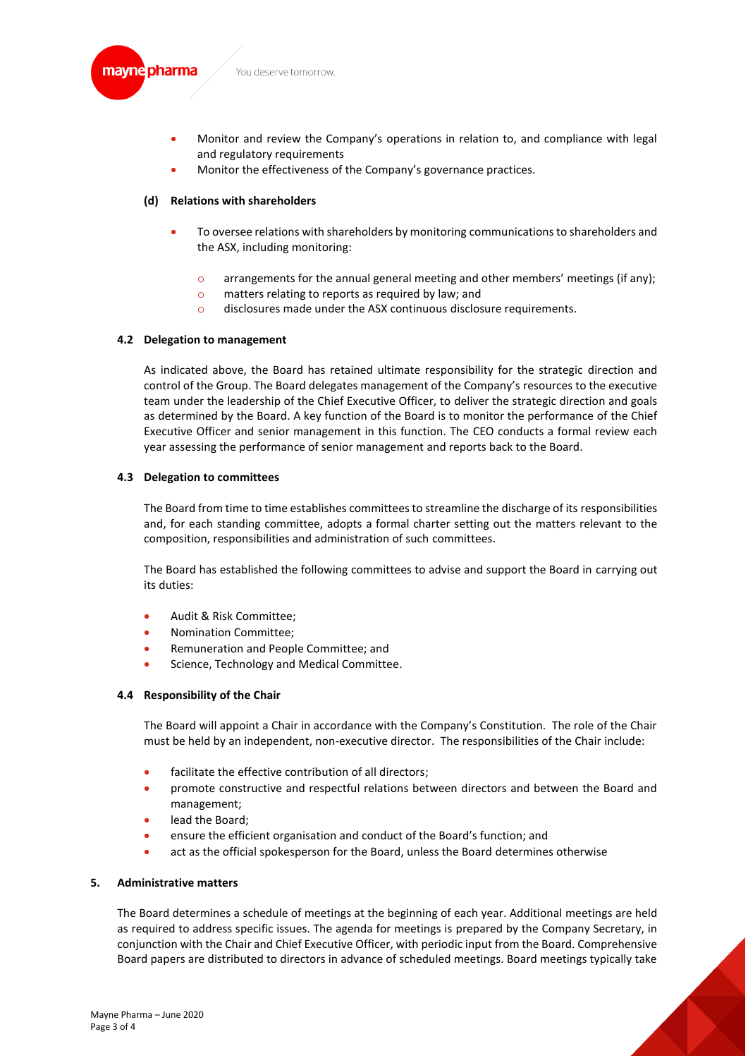- Monitor and review the Company's operations in relation to, and compliance with legal and regulatory requirements
- Monitor the effectiveness of the Company's governance practices.

**(d) Relations with shareholders**

- To oversee relations with shareholders by monitoring communications to shareholders and the ASX, including monitoring:
  - arrangements for the annual general meeting and other members' meetings (if any);
  - matters relating to reports as required by law; and
  - disclosures made under the ASX continuous disclosure requirements.

### 4.2 Delegation to management

As indicated above, the Board has retained ultimate responsibility for the strategic direction and control of the Group. The Board delegates management of the Company's resources to the executive team under the leadership of the Chief Executive Officer, to deliver the strategic direction and goals as determined by the Board. A key function of the Board is to monitor the performance of the Chief Executive Officer and senior management in this function. The CEO conducts a formal review each year assessing the performance of senior management and reports back to the Board.

### 4.3 Delegation to committees

The Board from time to time establishes committees to streamline the discharge of its responsibilities and, for each standing committee, adopts a formal charter setting out the matters relevant to the composition, responsibilities and administration of such committees.

The Board has established the following committees to advise and support the Board in carrying out its duties:

- Audit & Risk Committee;
- Nomination Committee;
- Remuneration and People Committee; and
- Science, Technology and Medical Committee.

### 4.4 Responsibility of the Chair

The Board will appoint a Chair in accordance with the Company's Constitution. The role of the Chair must be held by an independent, non-executive director. The responsibilities of the Chair include:

- facilitate the effective contribution of all directors;
- promote constructive and respectful relations between directors and between the Board and management;
- lead the Board;
- ensure the efficient organisation and conduct of the Board's function; and
- act as the official spokesperson for the Board, unless the Board determines otherwise

## 5. Administrative matters

The Board determines a schedule of meetings at the beginning of each year. Additional meetings are held as required to address specific issues. The agenda for meetings is prepared by the Company Secretary, in conjunction with the Chair and Chief Executive Officer, with periodic input from the Board. Comprehensive Board papers are distributed to directors in advance of scheduled meetings. Board meetings typically take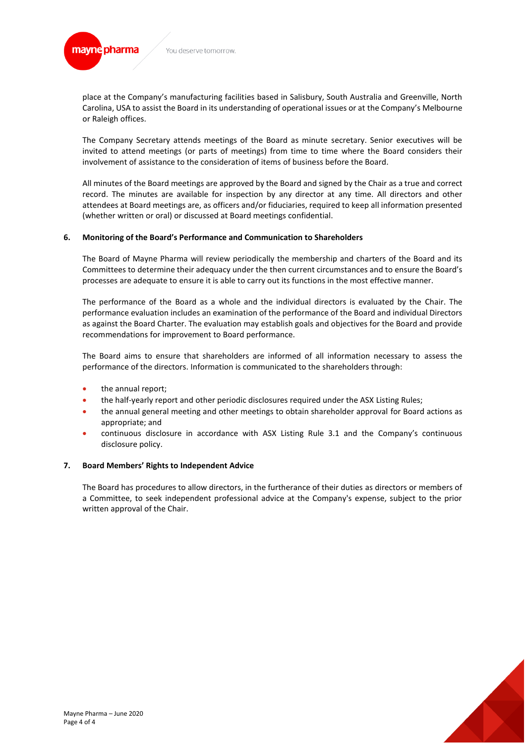place at the Company's manufacturing facilities based in Salisbury, South Australia and Greenville, North Carolina, USA to assist the Board in its understanding of operational issues or at the Company's Melbourne or Raleigh offices.

The Company Secretary attends meetings of the Board as minute secretary. Senior executives will be invited to attend meetings (or parts of meetings) from time to time where the Board considers their involvement of assistance to the consideration of items of business before the Board.

All minutes of the Board meetings are approved by the Board and signed by the Chair as a true and correct record. The minutes are available for inspection by any director at any time. All directors and other attendees at Board meetings are, as officers and/or fiduciaries, required to keep all information presented (whether written or oral) or discussed at Board meetings confidential.

## 6. Monitoring of the Board's Performance and Communication to Shareholders

The Board of Mayne Pharma will review periodically the membership and charters of the Board and its Committees to determine their adequacy under the then current circumstances and to ensure the Board's processes are adequate to ensure it is able to carry out its functions in the most effective manner.

The performance of the Board as a whole and the individual directors is evaluated by the Chair. The performance evaluation includes an examination of the performance of the Board and individual Directors as against the Board Charter. The evaluation may establish goals and objectives for the Board and provide recommendations for improvement to Board performance.

The Board aims to ensure that shareholders are informed of all information necessary to assess the performance of the directors. Information is communicated to the shareholders through:

- the annual report;
- the half-yearly report and other periodic disclosures required under the ASX Listing Rules;
- the annual general meeting and other meetings to obtain shareholder approval for Board actions as appropriate; and
- continuous disclosure in accordance with ASX Listing Rule 3.1 and the Company's continuous disclosure policy.

## 7. Board Members' Rights to Independent Advice

The Board has procedures to allow directors, in the furtherance of their duties as directors or members of a Committee, to seek independent professional advice at the Company's expense, subject to the prior written approval of the Chair.